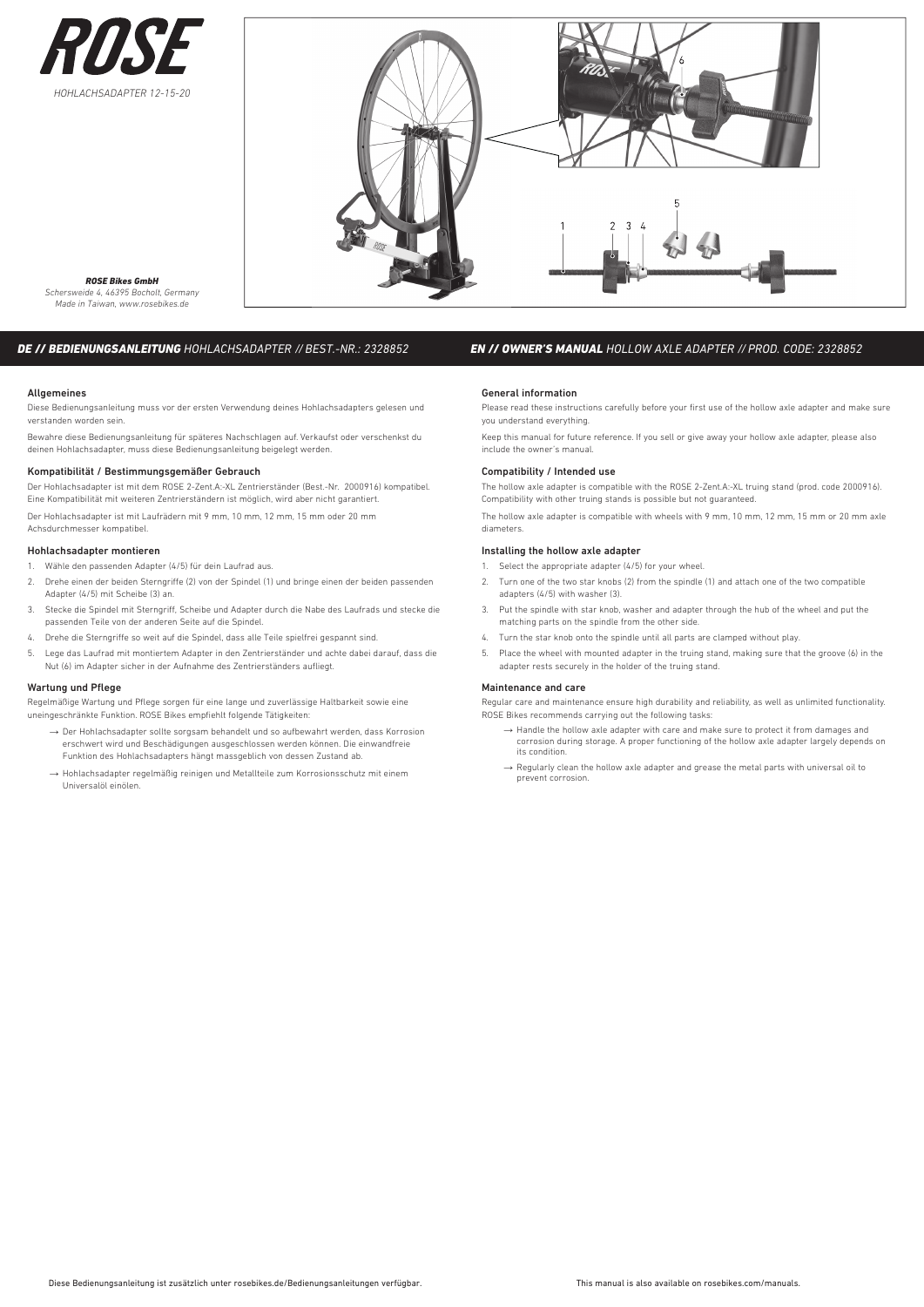# ROSE

*HOHLACHSADAPTER 12-15-20*

***ROSE Bikes GmbH***
*Schersweide 4, 46395 Bocholt, Germany*
*Made in Taiwan, www.rosebikes.de*

1 2 3 4 5 6

## DE // BEDIENUNGSANLEITUNG *HOHLACHSADAPTER // BEST.-NR.: 2328852*

### Allgemeines

Diese Bedienungsanleitung muss vor der ersten Verwendung deines Hohlachsadapters gelesen und verstanden worden sein.

Bewahre diese Bedienungsanleitung für späteres Nachschlagen auf. Verkaufst oder verschenkst du deinen Hohlachsadapter, muss diese Bedienungsanleitung beigelegt werden.

### Kompatibilität / Bestimmungsgemäßer Gebrauch

Der Hohlachsadapter ist mit dem ROSE 2-Zent.A:-XL Zentrierständer (Best.-Nr. 2000916) kompatibel. Eine Kompatibilität mit weiteren Zentrierständern ist möglich, wird aber nicht garantiert.

Der Hohlachsadapter ist mit Laufrädern mit 9 mm, 10 mm, 12 mm, 15 mm oder 20 mm Achsdurchmesser kompatibel.

### Hohlachsadapter montieren

1. Wähle den passenden Adapter (4/5) für dein Laufrad aus.
2. Drehe einen der beiden Sterngriffe (2) von der Spindel (1) und bringe einen der beiden passenden Adapter (4/5) mit Scheibe (3) an.
3. Stecke die Spindel mit Sterngriff, Scheibe und Adapter durch die Nabe des Laufrads und stecke die passenden Teile von der anderen Seite auf die Spindel.
4. Drehe die Sterngriffe so weit auf die Spindel, dass alle Teile spielfrei gespannt sind.
5. Lege das Laufrad mit montiertem Adapter in den Zentrierständer und achte dabei darauf, dass die Nut (6) im Adapter sicher in der Aufnahme des Zentrierständers aufliegt.

### Wartung und Pflege

Regelmäßige Wartung und Pflege sorgen für eine lange und zuverlässige Haltbarkeit sowie eine uneingeschränkte Funktion. ROSE Bikes empfiehlt folgende Tätigkeiten:

- → Der Hohlachsadapter sollte sorgsam behandelt und so aufbewahrt werden, dass Korrosion erschwert wird und Beschädigungen ausgeschlossen werden können. Die einwandfreie Funktion des Hohlachsadapters hängt massgeblich von dessen Zustand ab.
- → Hohlachsadapter regelmäßig reinigen und Metallteile zum Korrosionsschutz mit einem Universalöl einölen.

Diese Bedienungsanleitung ist zusätzlich unter rosebikes.de/Bedienungsanleitungen verfügbar.

## EN // OWNER'S MANUAL *HOLLOW AXLE ADAPTER // PROD. CODE: 2328852*

### General information

Please read these instructions carefully before your first use of the hollow axle adapter and make sure you understand everything.

Keep this manual for future reference. If you sell or give away your hollow axle adapter, please also include the owner's manual.

### Compatibility / Intended use

The hollow axle adapter is compatible with the ROSE 2-Zent.A:-XL truing stand (prod. code 2000916). Compatibility with other truing stands is possible but not guaranteed.

The hollow axle adapter is compatible with wheels with 9 mm, 10 mm, 12 mm, 15 mm or 20 mm axle diameters.

### Installing the hollow axle adapter

1. Select the appropriate adapter (4/5) for your wheel.
2. Turn one of the two star knobs (2) from the spindle (1) and attach one of the two compatible adapters (4/5) with washer (3).
3. Put the spindle with star knob, washer and adapter through the hub of the wheel and put the matching parts on the spindle from the other side.
4. Turn the star knob onto the spindle until all parts are clamped without play.
5. Place the wheel with mounted adapter in the truing stand, making sure that the groove (6) in the adapter rests securely in the holder of the truing stand.

### Maintenance and care

Regular care and maintenance ensure high durability and reliability, as well as unlimited functionality. ROSE Bikes recommends carrying out the following tasks:

- → Handle the hollow axle adapter with care and make sure to protect it from damages and corrosion during storage. A proper functioning of the hollow axle adapter largely depends on its condition.
- → Regularly clean the hollow axle adapter and grease the metal parts with universal oil to prevent corrosion.

This manual is also available on rosebikes.com/manuals.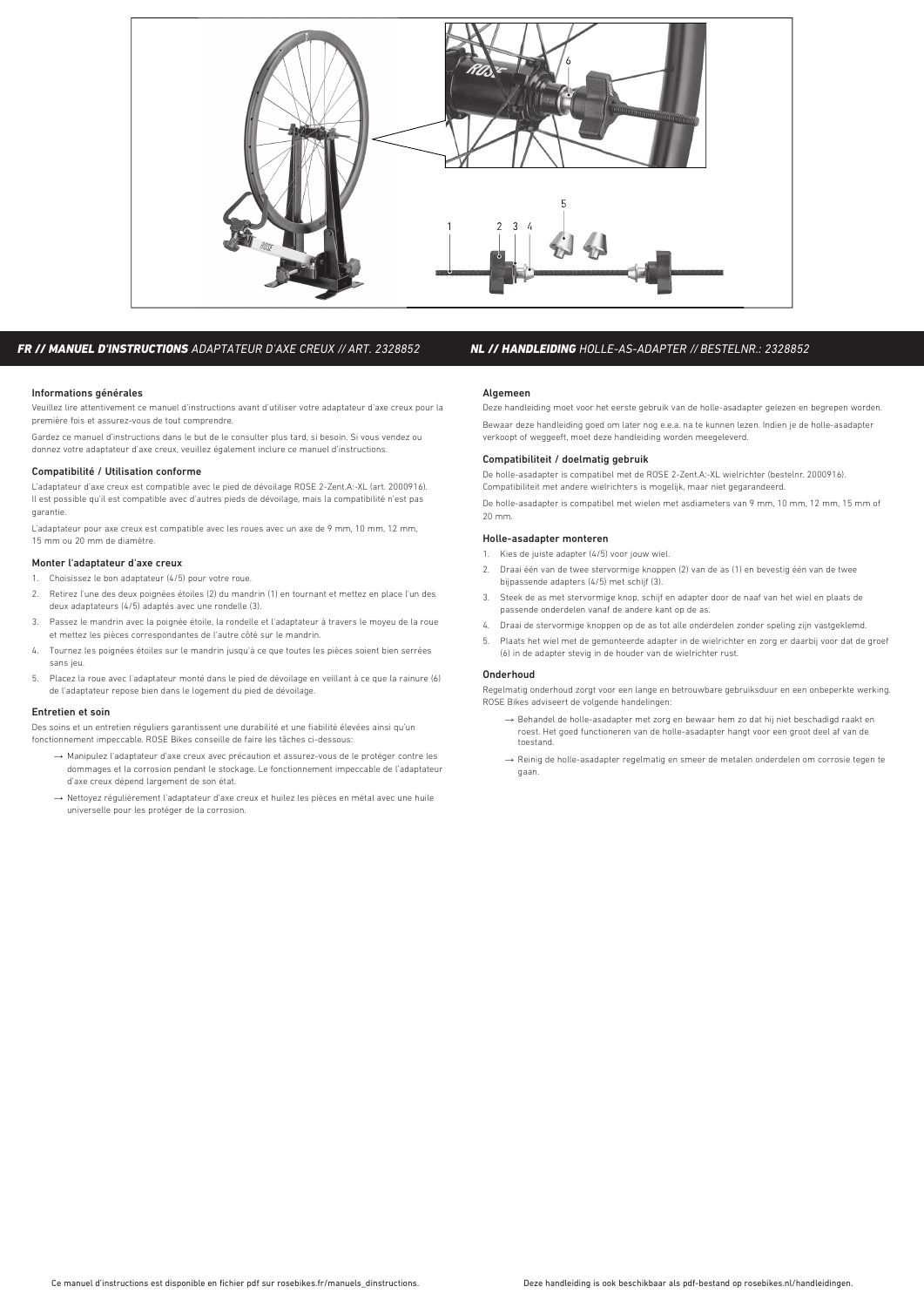1 2 3 4 5 6

## FR // MANUEL D'INSTRUCTIONS *ADAPTATEUR D'AXE CREUX // ART. 2328852*

### Informations générales

Veuillez lire attentivement ce manuel d'instructions avant d'utiliser votre adaptateur d'axe creux pour la première fois et assurez-vous de tout comprendre.

Gardez ce manuel d'instructions dans le but de le consulter plus tard, si besoin. Si vous vendez ou donnez votre adaptateur d'axe creux, veuillez également inclure ce manuel d'instructions.

### Compatibilité / Utilisation conforme

L'adaptateur d'axe creux est compatible avec le pied de dévoilage ROSE 2-Zent.A:-XL (art. 2000916). Il est possible qu'il est compatible avec d'autres pieds de dévoilage, mais la compatibilité n'est pas garantie.

L'adaptateur pour axe creux est compatible avec les roues avec un axe de 9 mm, 10 mm, 12 mm, 15 mm ou 20 mm de diamètre.

### Monter l'adaptateur d'axe creux

1. Choisissez le bon adaptateur (4/5) pour votre roue.
2. Retirez l'une des deux poignées étoiles (2) du mandrin (1) en tournant et mettez en place l'un des deux adaptateurs (4/5) adaptés avec une rondelle (3).
3. Passez le mandrin avec la poignée étoile, la rondelle et l'adaptateur à travers le moyeu de la roue et mettez les pièces correspondantes de l'autre côté sur le mandrin.
4. Tournez les poignées étoiles sur le mandrin jusqu'à ce que toutes les pièces soient bien serrées sans jeu.
5. Placez la roue avec l'adaptateur monté dans le pied de dévoilage en veillant à ce que la rainure (6) de l'adaptateur repose bien dans le logement du pied de dévoilage.

### Entretien et soin

Des soins et un entretien réguliers garantissent une durabilité et une fiabilité élevées ainsi qu'un fonctionnement impeccable. ROSE Bikes conseille de faire les tâches ci-dessous:

→ Manipulez l'adaptateur d'axe creux avec précaution et assurez-vous de le protéger contre les dommages et la corrosion pendant le stockage. Le fonctionnement impeccable de l'adaptateur d'axe creux dépend largement de son état.

→ Nettoyez régulièrement l'adaptateur d'axe creux et huilez les pièces en métal avec une huile universelle pour les protéger de la corrosion.

Ce manuel d'instructions est disponible en fichier pdf sur rosebikes.fr/manuels_dinstructions.

## NL // HANDLEIDING *HOLLE-AS-ADAPTER // BESTELNR.: 2328852*

### Algemeen

Deze handleiding moet voor het eerste gebruik van de holle-asadapter gelezen en begrepen worden.

Bewaar deze handleiding goed om later nog e.e.a. na te kunnen lezen. Indien je de holle-asadapter verkoopt of weggeeft, moet deze handleiding worden meegeleverd.

### Compatibiliteit / doelmatig gebruik

De holle-asadapter is compatibel met de ROSE 2-Zent.A:-XL wielrichter (bestelnr. 2000916). Compatibiliteit met andere wielrichters is mogelijk, maar niet gegarandeerd.

De holle-asadapter is compatibel met wielen met asdiameters van 9 mm, 10 mm, 12 mm, 15 mm of 20 mm.

### Holle-asadapter monteren

1. Kies de juiste adapter (4/5) voor jouw wiel.
2. Draai één van de twee stervormige knoppen (2) van de as (1) en bevestig één van de twee bijpassende adapters (4/5) met schijf (3).
3. Steek de as met stervormige knop, schijf en adapter door de naaf van het wiel en plaats de passende onderdelen vanaf de andere kant op de as.
4. Draai de stervormige knoppen op de as tot alle onderdelen zonder speling zijn vastgeklemd.
5. Plaats het wiel met de gemonteerde adapter in de wielrichter en zorg er daarbij voor dat de groef (6) in de adapter stevig in de houder van de wielrichter rust.

### Onderhoud

Regelmatig onderhoud zorgt voor een lange en betrouwbare gebruiksduur en een onbeperkte werking. ROSE Bikes adviseert de volgende handelingen:

→ Behandel de holle-asadapter met zorg en bewaar hem zo dat hij niet beschadigd raakt en roest. Het goed functioneren van de holle-asadapter hangt voor een groot deel af van de toestand.

→ Reinig de holle-asadapter regelmatig en smeer de metalen onderdelen om corrosie tegen te gaan.

Deze handleiding is ook beschikbaar als pdf-bestand op rosebikes.nl/handleidingen.